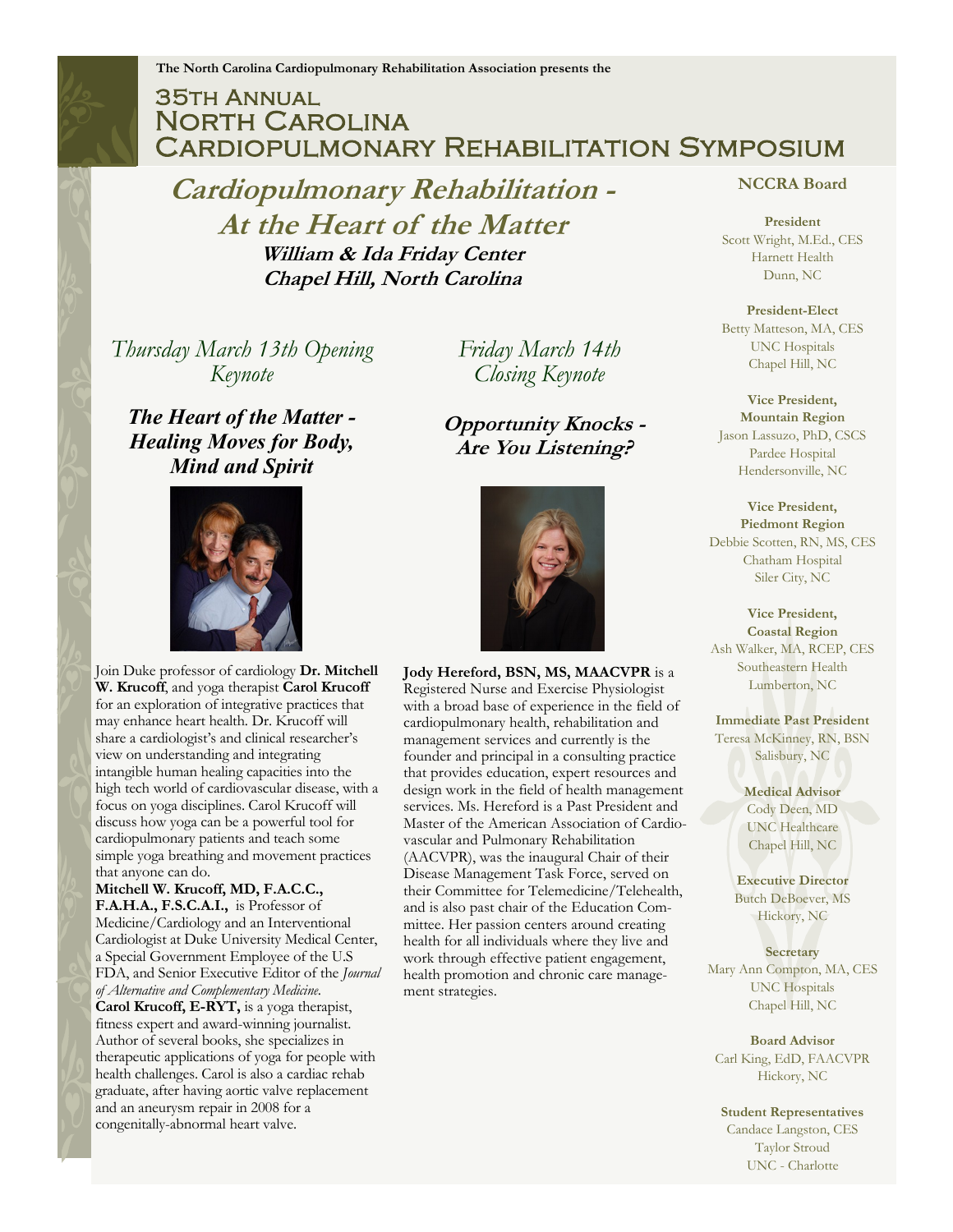The North Carolina Cardiopulmonary Rehabilitation Association presents the

# 35th Annual North Carolina Cardiopulmonary Rehabilitation Symposium

## *Cardiopulmonary Rehabilitation - At the Heart of the Matter*

***William & Ida Friday Center***
***Chapel Hill, North Carolina***

### *Thursday March 13th Opening Keynote*

#### ***The Heart of the Matter - Healing Moves for Body, Mind and Spirit***

Join Duke professor of cardiology **Dr. Mitchell W. Krucoff**, and yoga therapist **Carol Krucoff** for an exploration of integrative practices that may enhance heart health. Dr. Krucoff will share a cardiologist's and clinical researcher's view on understanding and integrating intangible human healing capacities into the high tech world of cardiovascular disease, with a focus on yoga disciplines. Carol Krucoff will discuss how yoga can be a powerful tool for cardiopulmonary patients and teach some simple yoga breathing and movement practices that anyone can do.

**Mitchell W. Krucoff, MD, F.A.C.C., F.A.H.A., F.S.C.A.I.,** is Professor of Medicine/Cardiology and an Interventional Cardiologist at Duke University Medical Center, a Special Government Employee of the U.S FDA, and Senior Executive Editor of the *Journal of Alternative and Complementary Medicine*.

**Carol Krucoff, E-RYT,** is a yoga therapist, fitness expert and award-winning journalist. Author of several books, she specializes in therapeutic applications of yoga for people with health challenges. Carol is also a cardiac rehab graduate, after having aortic valve replacement and an aneurysm repair in 2008 for a congenitally-abnormal heart valve.

### *Friday March 14th Closing Keynote*

#### ***Opportunity Knocks - Are You Listening?***

**Jody Hereford, BSN, MS, MAACVPR** is a Registered Nurse and Exercise Physiologist with a broad base of experience in the field of cardiopulmonary health, rehabilitation and management services and currently is the founder and principal in a consulting practice that provides education, expert resources and design work in the field of health management services. Ms. Hereford is a Past President and Master of the American Association of Cardiovascular and Pulmonary Rehabilitation (AACVPR), was the inaugural Chair of their Disease Management Task Force, served on their Committee for Telemedicine/Telehealth, and is also past chair of the Education Committee. Her passion centers around creating health for all individuals where they live and work through effective patient engagement, health promotion and chronic care management strategies.

### NCCRA Board

**President**
Scott Wright, M.Ed., CES
Harnett Health
Dunn, NC

**President-Elect**
Betty Matteson, MA, CES
UNC Hospitals
Chapel Hill, NC

**Vice President, Mountain Region**
Jason Lassuzo, PhD, CSCS
Pardee Hospital
Hendersonville, NC

**Vice President, Piedmont Region**
Debbie Scotten, RN, MS, CES
Chatham Hospital
Siler City, NC

**Vice President, Coastal Region**
Ash Walker, MA, RCEP, CES
Southeastern Health
Lumberton, NC

**Immediate Past President**
Teresa McKinney, RN, BSN
Salisbury, NC

**Medical Advisor**
Cody Deen, MD
UNC Healthcare
Chapel Hill, NC

**Executive Director**
Butch DeBoever, MS
Hickory, NC

**Secretary**
Mary Ann Compton, MA, CES
UNC Hospitals
Chapel Hill, NC

**Board Advisor**
Carl King, EdD, FAACVPR
Hickory, NC

**Student Representatives**
Candace Langston, CES
Taylor Stroud
UNC - Charlotte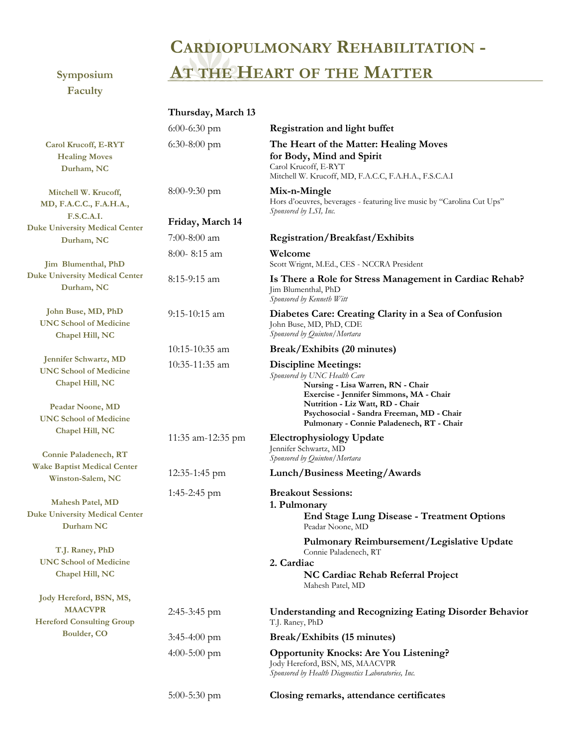# CARDIOPULMONARY REHABILITATION - AT THE HEART OF THE MATTER

## Symposium Faculty

**Carol Krucoff, E-RYT**
**Healing Moves**
**Durham, NC**

**Mitchell W. Krucoff, MD, F.A.C.C., F.A.H.A., F.S.C.A.I.**
**Duke University Medical Center**
**Durham, NC**

**Jim Blumenthal, PhD**
**Duke University Medical Center**
**Durham, NC**

**John Buse, MD, PhD**
**UNC School of Medicine**
**Chapel Hill, NC**

**Jennifer Schwartz, MD**
**UNC School of Medicine**
**Chapel Hill, NC**

**Peadar Noone, MD**
**UNC School of Medicine**
**Chapel Hill, NC**

**Connie Paladenech, RT**
**Wake Baptist Medical Center**
**Winston-Salem, NC**

**Mahesh Patel, MD**
**Duke University Medical Center**
**Durham NC**

**T.J. Raney, PhD**
**UNC School of Medicine**
**Chapel Hill, NC**

**Jody Hereford, BSN, MS, MAACVPR**
**Hereford Consulting Group**
**Boulder, CO**

## Thursday, March 13

6:00-6:30 pm — **Registration and light buffet**

6:30-8:00 pm — **The Heart of the Matter: Healing Moves for Body, Mind and Spirit**
Carol Krucoff, E-RYT
Mitchell W. Krucoff, MD, F.A.C.C, F.A.H.A., F.S.C.A.I

8:00-9:30 pm — **Mix-n-Mingle**
Hors d'oeuvres, beverages - featuring live music by "Carolina Cut Ups"
*Sponsored by LSI, Inc.*

## Friday, March 14

7:00-8:00 am — **Registration/Breakfast/Exhibits**

8:00- 8:15 am — **Welcome**
Scott Wright, M.Ed., CES - NCCRA President

8:15-9:15 am — **Is There a Role for Stress Management in Cardiac Rehab?**
Jim Blumenthal, PhD
*Sponsored by Kenneth Witt*

9:15-10:15 am — **Diabetes Care: Creating Clarity in a Sea of Confusion**
John Buse, MD, PhD, CDE
*Sponsored by Quinton/Mortara*

10:15-10:35 am — **Break/Exhibits (20 minutes)**

10:35-11:35 am — **Discipline Meetings:**
*Sponsored by UNC Health Care*
- **Nursing - Lisa Warren, RN - Chair**
- **Exercise - Jennifer Simmons, MA - Chair**
- **Nutrition - Liz Watt, RD - Chair**
- **Psychosocial - Sandra Freeman, MD - Chair**
- **Pulmonary - Connie Paladenech, RT - Chair**

11:35 am-12:35 pm — **Electrophysiology Update**
Jennifer Schwartz, MD
*Sponsored by Quinton/Mortara*

12:35-1:45 pm — **Lunch/Business Meeting/Awards**

1:45-2:45 pm — **Breakout Sessions:**

**1. Pulmonary**
- **End Stage Lung Disease - Treatment Options**
  Peadar Noone, MD
- **Pulmonary Reimbursement/Legislative Update**
  Connie Paladenech, RT

**2. Cardiac**
- **NC Cardiac Rehab Referral Project**
  Mahesh Patel, MD

2:45-3:45 pm — **Understanding and Recognizing Eating Disorder Behavior**
T.J. Raney, PhD

3:45-4:00 pm — **Break/Exhibits (15 minutes)**

4:00-5:00 pm — **Opportunity Knocks: Are You Listening?**
Jody Hereford, BSN, MS, MAACVPR
*Sponsored by Health Diagnostics Laboratories, Inc.*

5:00-5:30 pm — **Closing remarks, attendance certificates**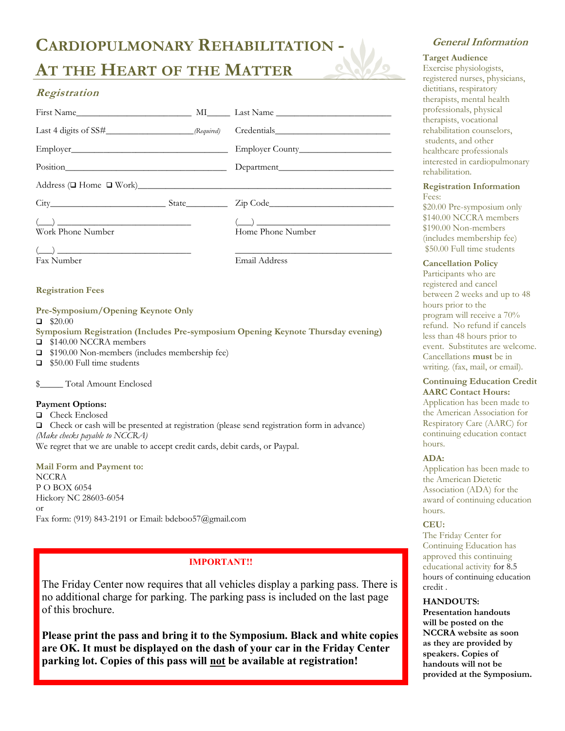# CARDIOPULMONARY REHABILITATION - AT THE HEART OF THE MATTER

## *Registration*

First Name_________________________ MI_____ Last Name _________________________

Last 4 digits of SS#___________________*(Required)* Credentials_________________________

Employer___________________________________ Employer County____________________

Position____________________________________ Department_________________________

Address (❑ Home ❑ Work)_____________________________________________________

City_________________________ State_________ Zip Code___________________________

(___) _____________________________ (___) _____________________________
Work Phone Number Home Phone Number

(___) _____________________________ _____________________________________
Fax Number Email Address

**Registration Fees**

**Pre-Symposium/Opening Keynote Only**

- ❑ $20.00

**Symposium Registration (Includes Pre-symposium Opening Keynote Thursday evening)**

- ❑ $140.00 NCCRA members
- ❑ $190.00 Non-members (includes membership fee)
- ❑ $50.00 Full time students

$_____ Total Amount Enclosed

**Payment Options:**

- ❑ Check Enclosed
- ❑ Check or cash will be presented at registration (please send registration form in advance)

*(Make checks payable to NCCRA)*

We regret that we are unable to accept credit cards, debit cards, or Paypal.

**Mail Form and Payment to:**

NCCRA
P O BOX 6054
Hickory NC 28603-6054
or
Fax form: (919) 843-2191 or Email: bdeboo57@gmail.com

**IMPORTANT!!**

The Friday Center now requires that all vehicles display a parking pass. There is no additional charge for parking. The parking pass is included on the last page of this brochure.

**Please print the pass and bring it to the Symposium. Black and white copies are OK. It must be displayed on the dash of your car in the Friday Center parking lot. Copies of this pass will not be available at registration!**

## *General Information*

**Target Audience**

Exercise physiologists, registered nurses, physicians, dietitians, respiratory therapists, mental health professionals, physical therapists, vocational rehabilitation counselors, students, and other healthcare professionals interested in cardiopulmonary rehabilitation.

**Registration Information**

Fees:
$20.00 Pre-symposium only
$140.00 NCCRA members
$190.00 Non-members (includes membership fee)
$50.00 Full time students

**Cancellation Policy**

Participants who are registered and cancel between 2 weeks and up to 48 hours prior to the program will receive a 70% refund. No refund if cancels less than 48 hours prior to event. Substitutes are welcome. Cancellations **must** be in writing. (fax, mail, or email).

**Continuing Education Credit**

**AARC Contact Hours:**

Application has been made to the American Association for Respiratory Care (AARC) for continuing education contact hours.

**ADA:**

Application has been made to the American Dietetic Association (ADA) for the award of continuing education hours.

**CEU:**

The Friday Center for Continuing Education has approved this continuing educational activity for 8.5 hours of continuing education credit .

**HANDOUTS:**

**Presentation handouts will be posted on the NCCRA website as soon as they are provided by speakers. Copies of handouts will not be provided at the Symposium.**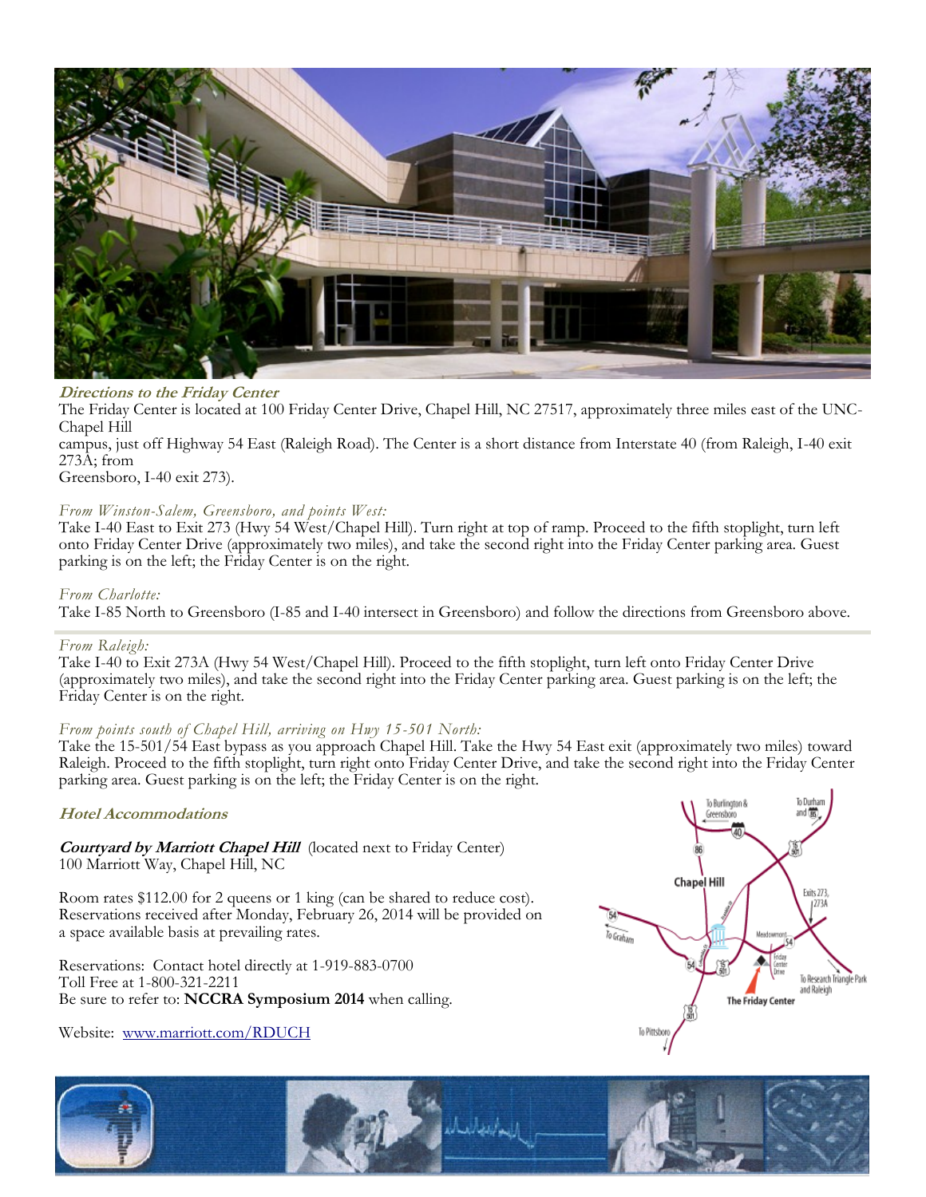### *Directions to the Friday Center*

The Friday Center is located at 100 Friday Center Drive, Chapel Hill, NC 27517, approximately three miles east of the UNC-Chapel Hill campus, just off Highway 54 East (Raleigh Road). The Center is a short distance from Interstate 40 (from Raleigh, I-40 exit 273A; from Greensboro, I-40 exit 273).

*From Winston-Salem, Greensboro, and points West:*
Take I-40 East to Exit 273 (Hwy 54 West/Chapel Hill). Turn right at top of ramp. Proceed to the fifth stoplight, turn left onto Friday Center Drive (approximately two miles), and take the second right into the Friday Center parking area. Guest parking is on the left; the Friday Center is on the right.

*From Charlotte:*
Take I-85 North to Greensboro (I-85 and I-40 intersect in Greensboro) and follow the directions from Greensboro above.

*From Raleigh:*
Take I-40 to Exit 273A (Hwy 54 West/Chapel Hill). Proceed to the fifth stoplight, turn left onto Friday Center Drive (approximately two miles), and take the second right into the Friday Center parking area. Guest parking is on the left; the Friday Center is on the right.

*From points south of Chapel Hill, arriving on Hwy 15-501 North:*
Take the 15-501/54 East bypass as you approach Chapel Hill. Take the Hwy 54 East exit (approximately two miles) toward Raleigh. Proceed to the fifth stoplight, turn right onto Friday Center Drive, and take the second right into the Friday Center parking area. Guest parking is on the left; the Friday Center is on the right.

### *Hotel Accommodations*

***Courtyard by Marriott Chapel Hill*** (located next to Friday Center)
100 Marriott Way, Chapel Hill, NC

Room rates $112.00 for 2 queens or 1 king (can be shared to reduce cost). Reservations received after Monday, February 26, 2014 will be provided on a space available basis at prevailing rates.

Reservations: Contact hotel directly at 1-919-883-0700
Toll Free at 1-800-321-2211
Be sure to refer to: **NCCRA Symposium 2014** when calling.

Website: www.marriott.com/RDUCH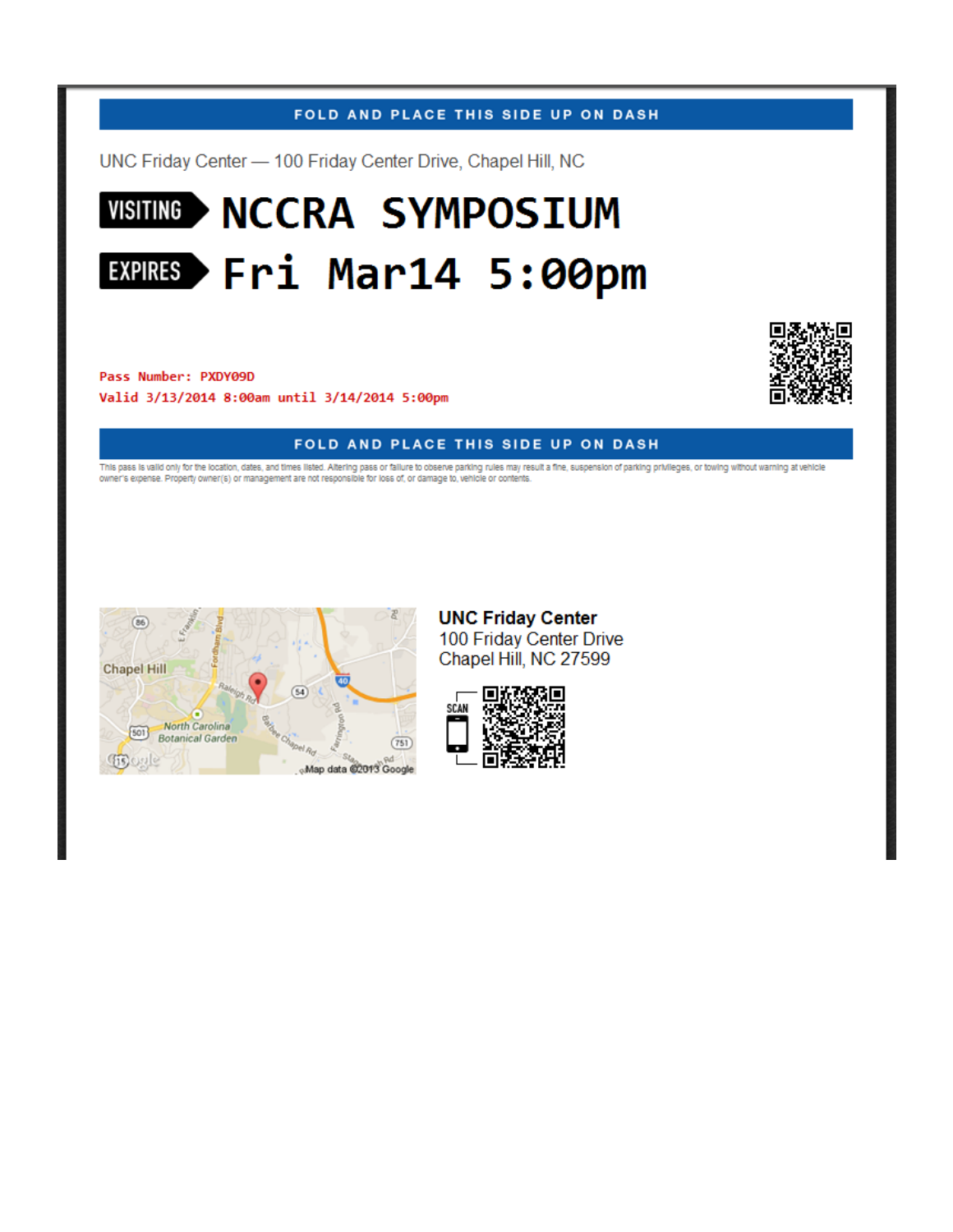**FOLD AND PLACE THIS SIDE UP ON DASH**

UNC Friday Center — 100 Friday Center Drive, Chapel Hill, NC

**VISITING** NCCRA SYMPOSIUM

**EXPIRES** Fri Mar14 5:00pm

Pass Number: PXDY09D
Valid 3/13/2014 8:00am until 3/14/2014 5:00pm

**FOLD AND PLACE THIS SIDE UP ON DASH**

This pass is valid only for the location, dates, and times listed. Altering pass or failure to observe parking rules may result a fine, suspension of parking privileges, or towing without warning at vehicle owner's expense. Property owner(s) or management are not responsible for loss of, or damage to, vehicle or contents.

**UNC Friday Center**
100 Friday Center Drive
Chapel Hill, NC 27599

SCAN